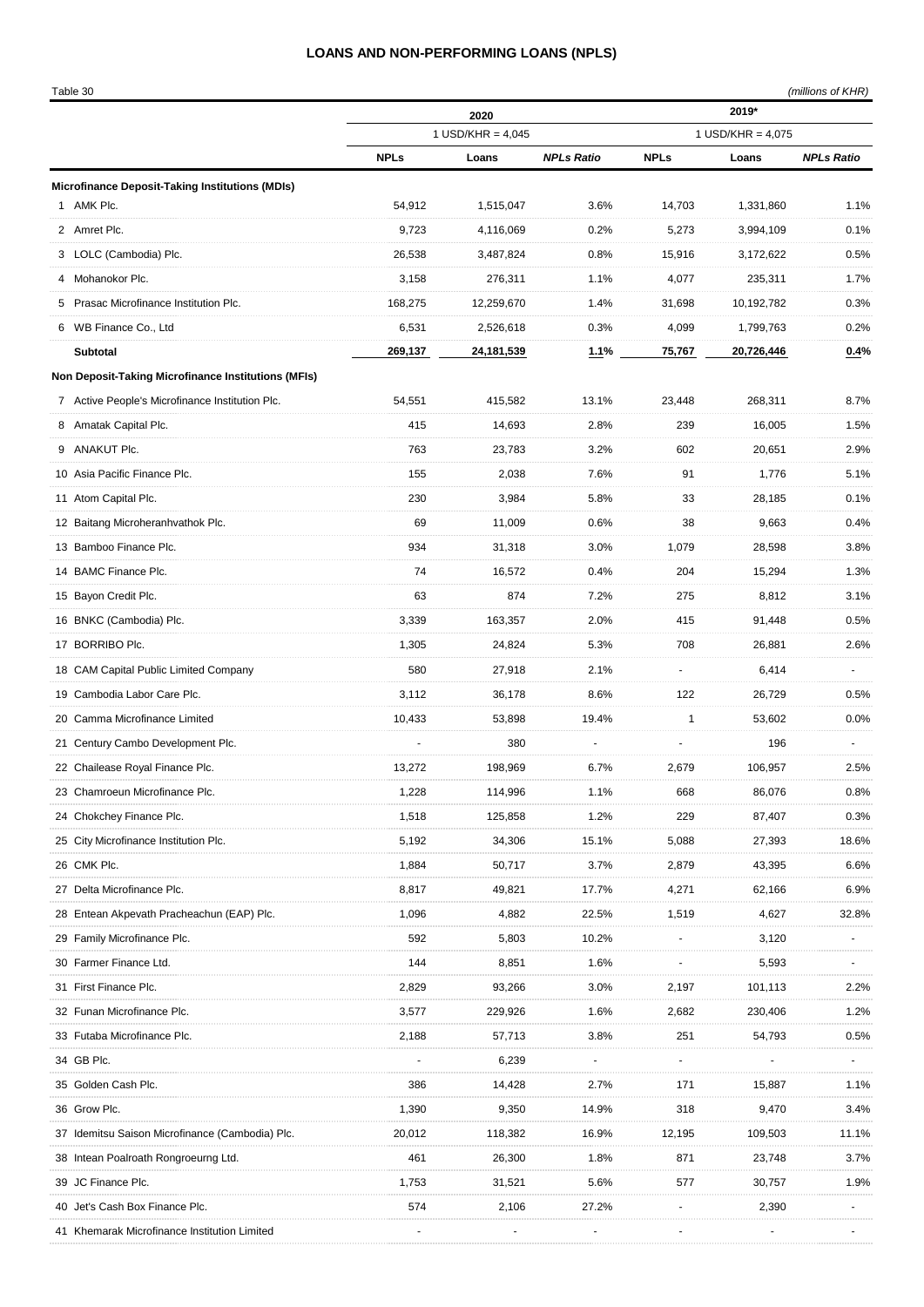## LOANS AND NON-PERFORMING LOANS (NPLS)

Table 30 *(millions of KHR)*

| | 2020 | | | 2019* | | |
|---|---|---|---|---|---|---|
| | 1 USD/KHR = 4,045 | | | 1 USD/KHR = 4,075 | | |
| | **NPLs** | **Loans** | ***NPLs Ratio*** | **NPLs** | **Loans** | ***NPLs Ratio*** |
| **Microfinance Deposit-Taking Institutions (MDIs)** | | | | | | |
| 1 AMK Plc. | 54,912 | 1,515,047 | 3.6% | 14,703 | 1,331,860 | 1.1% |
| 2 Amret Plc. | 9,723 | 4,116,069 | 0.2% | 5,273 | 3,994,109 | 0.1% |
| 3 LOLC (Cambodia) Plc. | 26,538 | 3,487,824 | 0.8% | 15,916 | 3,172,622 | 0.5% |
| 4 Mohanokor Plc. | 3,158 | 276,311 | 1.1% | 4,077 | 235,311 | 1.7% |
| 5 Prasac Microfinance Institution Plc. | 168,275 | 12,259,670 | 1.4% | 31,698 | 10,192,782 | 0.3% |
| 6 WB Finance Co., Ltd | 6,531 | 2,526,618 | 0.3% | 4,099 | 1,799,763 | 0.2% |
| **Subtotal** | **269,137** | **24,181,539** | **1.1%** | **75,767** | **20,726,446** | **0.4%** |
| **Non Deposit-Taking Microfinance Institutions (MFIs)** | | | | | | |
| 7 Active People's Microfinance Institution Plc. | 54,551 | 415,582 | 13.1% | 23,448 | 268,311 | 8.7% |
| 8 Amatak Capital Plc. | 415 | 14,693 | 2.8% | 239 | 16,005 | 1.5% |
| 9 ANAKUT Plc. | 763 | 23,783 | 3.2% | 602 | 20,651 | 2.9% |
| 10 Asia Pacific Finance Plc. | 155 | 2,038 | 7.6% | 91 | 1,776 | 5.1% |
| 11 Atom Capital Plc. | 230 | 3,984 | 5.8% | 33 | 28,185 | 0.1% |
| 12 Baitang Microheranhvathok Plc. | 69 | 11,009 | 0.6% | 38 | 9,663 | 0.4% |
| 13 Bamboo Finance Plc. | 934 | 31,318 | 3.0% | 1,079 | 28,598 | 3.8% |
| 14 BAMC Finance Plc. | 74 | 16,572 | 0.4% | 204 | 15,294 | 1.3% |
| 15 Bayon Credit Plc. | 63 | 874 | 7.2% | 275 | 8,812 | 3.1% |
| 16 BNKC (Cambodia) Plc. | 3,339 | 163,357 | 2.0% | 415 | 91,448 | 0.5% |
| 17 BORRIBO Plc. | 1,305 | 24,824 | 5.3% | 708 | 26,881 | 2.6% |
| 18 CAM Capital Public Limited Company | 580 | 27,918 | 2.1% | - | 6,414 | - |
| 19 Cambodia Labor Care Plc. | 3,112 | 36,178 | 8.6% | 122 | 26,729 | 0.5% |
| 20 Camma Microfinance Limited | 10,433 | 53,898 | 19.4% | 1 | 53,602 | 0.0% |
| 21 Century Cambo Development Plc. | - | 380 | - | - | 196 | - |
| 22 Chailease Royal Finance Plc. | 13,272 | 198,969 | 6.7% | 2,679 | 106,957 | 2.5% |
| 23 Chamroeun Microfinance Plc. | 1,228 | 114,996 | 1.1% | 668 | 86,076 | 0.8% |
| 24 Chokchey Finance Plc. | 1,518 | 125,858 | 1.2% | 229 | 87,407 | 0.3% |
| 25 City Microfinance Institution Plc. | 5,192 | 34,306 | 15.1% | 5,088 | 27,393 | 18.6% |
| 26 CMK Plc. | 1,884 | 50,717 | 3.7% | 2,879 | 43,395 | 6.6% |
| 27 Delta Microfinance Plc. | 8,817 | 49,821 | 17.7% | 4,271 | 62,166 | 6.9% |
| 28 Entean Akpevath Pracheachun (EAP) Plc. | 1,096 | 4,882 | 22.5% | 1,519 | 4,627 | 32.8% |
| 29 Family Microfinance Plc. | 592 | 5,803 | 10.2% | - | 3,120 | - |
| 30 Farmer Finance Ltd. | 144 | 8,851 | 1.6% | - | 5,593 | - |
| 31 First Finance Plc. | 2,829 | 93,266 | 3.0% | 2,197 | 101,113 | 2.2% |
| 32 Funan Microfinance Plc. | 3,577 | 229,926 | 1.6% | 2,682 | 230,406 | 1.2% |
| 33 Futaba Microfinance Plc. | 2,188 | 57,713 | 3.8% | 251 | 54,793 | 0.5% |
| 34 GB Plc. | - | 6,239 | - | - | - | - |
| 35 Golden Cash Plc. | 386 | 14,428 | 2.7% | 171 | 15,887 | 1.1% |
| 36 Grow Plc. | 1,390 | 9,350 | 14.9% | 318 | 9,470 | 3.4% |
| 37 Idemitsu Saison Microfinance (Cambodia) Plc. | 20,012 | 118,382 | 16.9% | 12,195 | 109,503 | 11.1% |
| 38 Intean Poalroath Rongroeurng Ltd. | 461 | 26,300 | 1.8% | 871 | 23,748 | 3.7% |
| 39 JC Finance Plc. | 1,753 | 31,521 | 5.6% | 577 | 30,757 | 1.9% |
| 40 Jet's Cash Box Finance Plc. | 574 | 2,106 | 27.2% | - | 2,390 | - |
| 41 Khemarak Microfinance Institution Limited | - | - | - | - | - | - |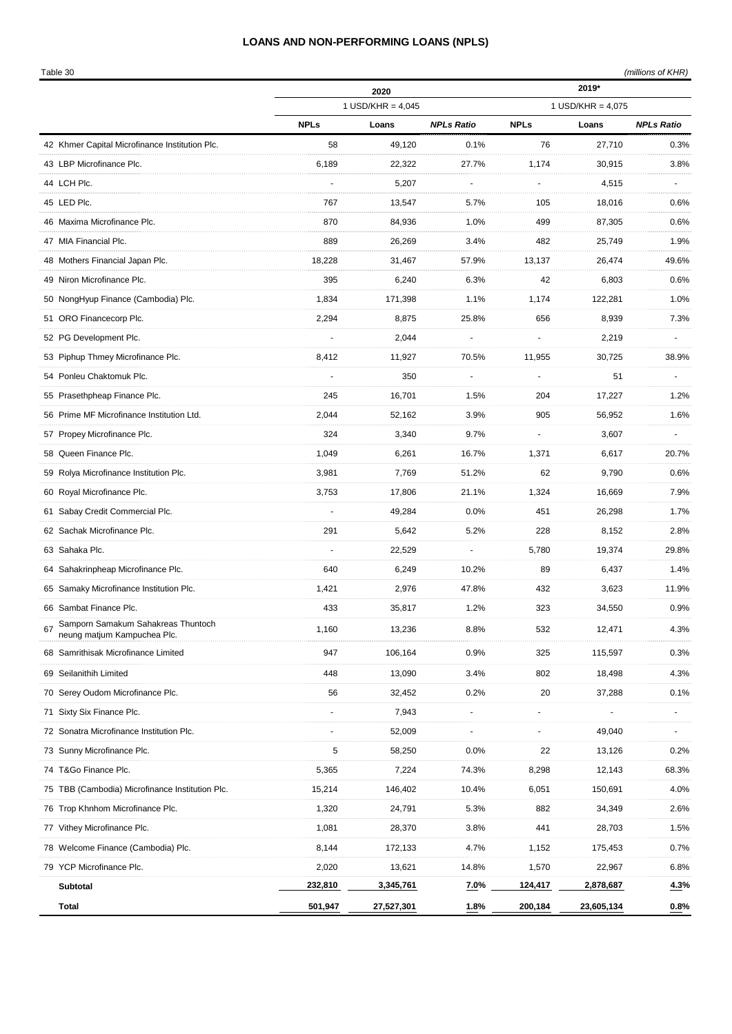# LOANS AND NON-PERFORMING LOANS (NPLS)

Table 30 *(millions of KHR)*

| | | 2020 | | | 2019* | | |
|---|---|---|---|---|---|---|---|
| | | 1 USD/KHR = 4,045 | | | 1 USD/KHR = 4,075 | | |
| | | NPLs | Loans | *NPLs Ratio* | NPLs | Loans | *NPLs Ratio* |
| 42 | Khmer Capital Microfinance Institution Plc. | 58 | 49,120 | 0.1% | 76 | 27,710 | 0.3% |
| 43 | LBP Microfinance Plc. | 6,189 | 22,322 | 27.7% | 1,174 | 30,915 | 3.8% |
| 44 | LCH Plc. | - | 5,207 | - | - | 4,515 | - |
| 45 | LED Plc. | 767 | 13,547 | 5.7% | 105 | 18,016 | 0.6% |
| 46 | Maxima Microfinance Plc. | 870 | 84,936 | 1.0% | 499 | 87,305 | 0.6% |
| 47 | MIA Financial Plc. | 889 | 26,269 | 3.4% | 482 | 25,749 | 1.9% |
| 48 | Mothers Financial Japan Plc. | 18,228 | 31,467 | 57.9% | 13,137 | 26,474 | 49.6% |
| 49 | Niron Microfinance Plc. | 395 | 6,240 | 6.3% | 42 | 6,803 | 0.6% |
| 50 | NongHyup Finance (Cambodia) Plc. | 1,834 | 171,398 | 1.1% | 1,174 | 122,281 | 1.0% |
| 51 | ORO Financecorp Plc. | 2,294 | 8,875 | 25.8% | 656 | 8,939 | 7.3% |
| 52 | PG Development Plc. | - | 2,044 | - | - | 2,219 | - |
| 53 | Piphup Thmey Microfinance Plc. | 8,412 | 11,927 | 70.5% | 11,955 | 30,725 | 38.9% |
| 54 | Ponleu Chaktomuk Plc. | - | 350 | - | - | 51 | - |
| 55 | Prasethpheap Finance Plc. | 245 | 16,701 | 1.5% | 204 | 17,227 | 1.2% |
| 56 | Prime MF Microfinance Institution Ltd. | 2,044 | 52,162 | 3.9% | 905 | 56,952 | 1.6% |
| 57 | Propey Microfinance Plc. | 324 | 3,340 | 9.7% | - | 3,607 | - |
| 58 | Queen Finance Plc. | 1,049 | 6,261 | 16.7% | 1,371 | 6,617 | 20.7% |
| 59 | Rolya Microfinance Institution Plc. | 3,981 | 7,769 | 51.2% | 62 | 9,790 | 0.6% |
| 60 | Royal Microfinance Plc. | 3,753 | 17,806 | 21.1% | 1,324 | 16,669 | 7.9% |
| 61 | Sabay Credit Commercial Plc. | - | 49,284 | 0.0% | 451 | 26,298 | 1.7% |
| 62 | Sachak Microfinance Plc. | 291 | 5,642 | 5.2% | 228 | 8,152 | 2.8% |
| 63 | Sahaka Plc. | - | 22,529 | - | 5,780 | 19,374 | 29.8% |
| 64 | Sahakrinpheap Microfinance Plc. | 640 | 6,249 | 10.2% | 89 | 6,437 | 1.4% |
| 65 | Samaky Microfinance Institution Plc. | 1,421 | 2,976 | 47.8% | 432 | 3,623 | 11.9% |
| 66 | Sambat Finance Plc. | 433 | 35,817 | 1.2% | 323 | 34,550 | 0.9% |
| 67 | Samporn Samakum Sahakreas Thuntoch neung matjum Kampuchea Plc. | 1,160 | 13,236 | 8.8% | 532 | 12,471 | 4.3% |
| 68 | Samrithisak Microfinance Limited | 947 | 106,164 | 0.9% | 325 | 115,597 | 0.3% |
| 69 | Seilanithih Limited | 448 | 13,090 | 3.4% | 802 | 18,498 | 4.3% |
| 70 | Serey Oudom Microfinance Plc. | 56 | 32,452 | 0.2% | 20 | 37,288 | 0.1% |
| 71 | Sixty Six Finance Plc. | - | 7,943 | - | - | - | - |
| 72 | Sonatra Microfinance Institution Plc. | - | 52,009 | - | - | 49,040 | - |
| 73 | Sunny Microfinance Plc. | 5 | 58,250 | 0.0% | 22 | 13,126 | 0.2% |
| 74 | T&Go Finance Plc. | 5,365 | 7,224 | 74.3% | 8,298 | 12,143 | 68.3% |
| 75 | TBB (Cambodia) Microfinance Institution Plc. | 15,214 | 146,402 | 10.4% | 6,051 | 150,691 | 4.0% |
| 76 | Trop Khnhom Microfinance Plc. | 1,320 | 24,791 | 5.3% | 882 | 34,349 | 2.6% |
| 77 | Vithey Microfinance Plc. | 1,081 | 28,370 | 3.8% | 441 | 28,703 | 1.5% |
| 78 | Welcome Finance (Cambodia) Plc. | 8,144 | 172,133 | 4.7% | 1,152 | 175,453 | 0.7% |
| 79 | YCP Microfinance Plc. | 2,020 | 13,621 | 14.8% | 1,570 | 22,967 | 6.8% |
| | **Subtotal** | **232,810** | **3,345,761** | **7.0%** | **124,417** | **2,878,687** | **4.3%** |
| | **Total** | **501,947** | **27,527,301** | **1.8%** | **200,184** | **23,605,134** | **0.8%** |